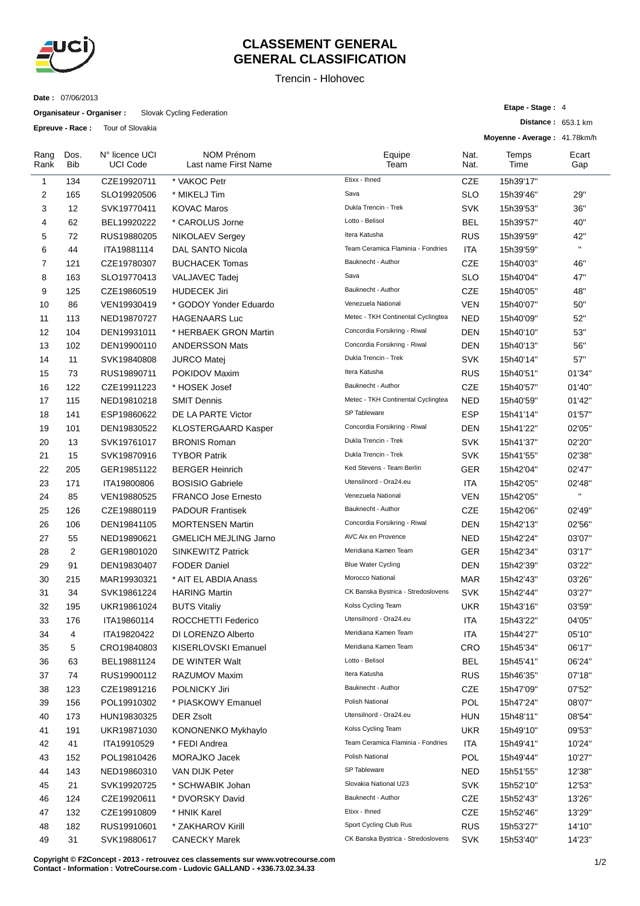# CLASSEMENT GENERAL
# GENERAL CLASSIFICATION

Trencin - Hlohovec

**Date :** 07/06/2013

**Organisateur - Organiser :** Slovak Cycling Federation

**Epreuve - Race :** Tour of Slovakia

**Etape - Stage :** 4

**Distance :** 653.1 km

**Moyenne - Average :** 41.78km/h

| Rang Rank | Dos. Bib | N° licence UCI UCI Code | NOM Prénom Last name First Name | Equipe Team | Nat. Nat. | Temps Time | Ecart Gap |
|---|---|---|---|---|---|---|---|
| 1 | 134 | CZE19920711 | * VAKOC Petr | Etixx - Ihned | CZE | 15h39'17'' | |
| 2 | 165 | SLO19920506 | * MIKELJ Tim | Sava | SLO | 15h39'46'' | 29'' |
| 3 | 12 | SVK19770411 | KOVAC Maros | Dukla Trencin - Trek | SVK | 15h39'53'' | 36'' |
| 4 | 62 | BEL19920222 | * CAROLUS Jorne | Lotto - Belisol | BEL | 15h39'57'' | 40'' |
| 5 | 72 | RUS19880205 | NIKOLAEV Sergey | Itera Katusha | RUS | 15h39'59'' | 42'' |
| 6 | 44 | ITA19881114 | DAL SANTO Nicola | Team Ceramica Flaminia - Fondries | ITA | 15h39'59'' | '' |
| 7 | 121 | CZE19780307 | BUCHACEK Tomas | Bauknecht - Author | CZE | 15h40'03'' | 46'' |
| 8 | 163 | SLO19770413 | VALJAVEC Tadej | Sava | SLO | 15h40'04'' | 47'' |
| 9 | 125 | CZE19860519 | HUDECEK Jiri | Bauknecht - Author | CZE | 15h40'05'' | 48'' |
| 10 | 86 | VEN19930419 | * GODOY Yonder Eduardo | Venezuela National | VEN | 15h40'07'' | 50'' |
| 11 | 113 | NED19870727 | HAGENAARS Luc | Metec - TKH Continental Cyclingtea | NED | 15h40'09'' | 52'' |
| 12 | 104 | DEN19931011 | * HERBAEK GRON Martin | Concordia Forsikring - Riwal | DEN | 15h40'10'' | 53'' |
| 13 | 102 | DEN19900110 | ANDERSSON Mats | Concordia Forsikring - Riwal | DEN | 15h40'13'' | 56'' |
| 14 | 11 | SVK19840808 | JURCO Matej | Dukla Trencin - Trek | SVK | 15h40'14'' | 57'' |
| 15 | 73 | RUS19890711 | POKIDOV Maxim | Itera Katusha | RUS | 15h40'51'' | 01'34'' |
| 16 | 122 | CZE19911223 | * HOSEK Josef | Bauknecht - Author | CZE | 15h40'57'' | 01'40'' |
| 17 | 115 | NED19810218 | SMIT Dennis | Metec - TKH Continental Cyclingtea | NED | 15h40'59'' | 01'42'' |
| 18 | 141 | ESP19860622 | DE LA PARTE Victor | SP Tableware | ESP | 15h41'14'' | 01'57'' |
| 19 | 101 | DEN19830522 | KLOSTERGAARD Kasper | Concordia Forsikring - Riwal | DEN | 15h41'22'' | 02'05'' |
| 20 | 13 | SVK19761017 | BRONIS Roman | Dukla Trencin - Trek | SVK | 15h41'37'' | 02'20'' |
| 21 | 15 | SVK19870916 | TYBOR Patrik | Dukla Trencin - Trek | SVK | 15h41'55'' | 02'38'' |
| 22 | 205 | GER19851122 | BERGER Heinrich | Ked Stevens - Team Berlin | GER | 15h42'04'' | 02'47'' |
| 23 | 171 | ITA19800806 | BOSISIO Gabriele | Utensilnord - Ora24.eu | ITA | 15h42'05'' | 02'48'' |
| 24 | 85 | VEN19880525 | FRANCO Jose Ernesto | Venezuela National | VEN | 15h42'05'' | '' |
| 25 | 126 | CZE19880119 | PADOUR Frantisek | Bauknecht - Author | CZE | 15h42'06'' | 02'49'' |
| 26 | 106 | DEN19841105 | MORTENSEN Martin | Concordia Forsikring - Riwal | DEN | 15h42'13'' | 02'56'' |
| 27 | 55 | NED19890621 | GMELICH MEJLING Jarno | AVC Aix en Provence | NED | 15h42'24'' | 03'07'' |
| 28 | 2 | GER19801020 | SINKEWITZ Patrick | Meridiana Kamen Team | GER | 15h42'34'' | 03'17'' |
| 29 | 91 | DEN19830407 | FODER Daniel | Blue Water Cycling | DEN | 15h42'39'' | 03'22'' |
| 30 | 215 | MAR19930321 | * AIT EL ABDIA Anass | Morocco National | MAR | 15h42'43'' | 03'26'' |
| 31 | 34 | SVK19861224 | HARING Martin | CK Banska Bystrica - Stredoslovens | SVK | 15h42'44'' | 03'27'' |
| 32 | 195 | UKR19861024 | BUTS Vitaliy | Kolss Cycling Team | UKR | 15h43'16'' | 03'59'' |
| 33 | 176 | ITA19860114 | ROCCHETTI Federico | Utensilnord - Ora24.eu | ITA | 15h43'22'' | 04'05'' |
| 34 | 4 | ITA19820422 | DI LORENZO Alberto | Meridiana Kamen Team | ITA | 15h44'27'' | 05'10'' |
| 35 | 5 | CRO19840803 | KISERLOVSKI Emanuel | Meridiana Kamen Team | CRO | 15h45'34'' | 06'17'' |
| 36 | 63 | BEL19881124 | DE WINTER Walt | Lotto - Belisol | BEL | 15h45'41'' | 06'24'' |
| 37 | 74 | RUS19900112 | RAZUMOV Maxim | Itera Katusha | RUS | 15h46'35'' | 07'18'' |
| 38 | 123 | CZE19891216 | POLNICKY Jiri | Bauknecht - Author | CZE | 15h47'09'' | 07'52'' |
| 39 | 156 | POL19910302 | * PIASKOWY Emanuel | Polish National | POL | 15h47'24'' | 08'07'' |
| 40 | 173 | HUN19830325 | DER Zsolt | Utensilnord - Ora24.eu | HUN | 15h48'11'' | 08'54'' |
| 41 | 191 | UKR19871030 | KONONENKO Mykhaylo | Kolss Cycling Team | UKR | 15h49'10'' | 09'53'' |
| 42 | 41 | ITA19910529 | * FEDI Andrea | Team Ceramica Flaminia - Fondries | ITA | 15h49'41'' | 10'24'' |
| 43 | 152 | POL19810426 | MORAJKO Jacek | Polish National | POL | 15h49'44'' | 10'27'' |
| 44 | 143 | NED19860310 | VAN DIJK Peter | SP Tableware | NED | 15h51'55'' | 12'38'' |
| 45 | 21 | SVK19920725 | * SCHWABIK Johan | Slovakia National U23 | SVK | 15h52'10'' | 12'53'' |
| 46 | 124 | CZE19920611 | * DVORSKY David | Bauknecht - Author | CZE | 15h52'43'' | 13'26'' |
| 47 | 132 | CZE19910809 | * HNIK Karel | Etixx - Ihned | CZE | 15h52'46'' | 13'29'' |
| 48 | 182 | RUS19910601 | * ZAKHAROV Kirill | Sport Cycling Club Rus | RUS | 15h53'27'' | 14'10'' |
| 49 | 31 | SVK19880617 | CANECKY Marek | CK Banska Bystrica - Stredoslovens | SVK | 15h53'40'' | 14'23'' |

**Copyright © F2Concept - 2013 - retrouvez ces classements sur www.votrecourse.com**
**Contact - Information : VotreCourse.com - Ludovic GALLAND - +336.73.02.34.33**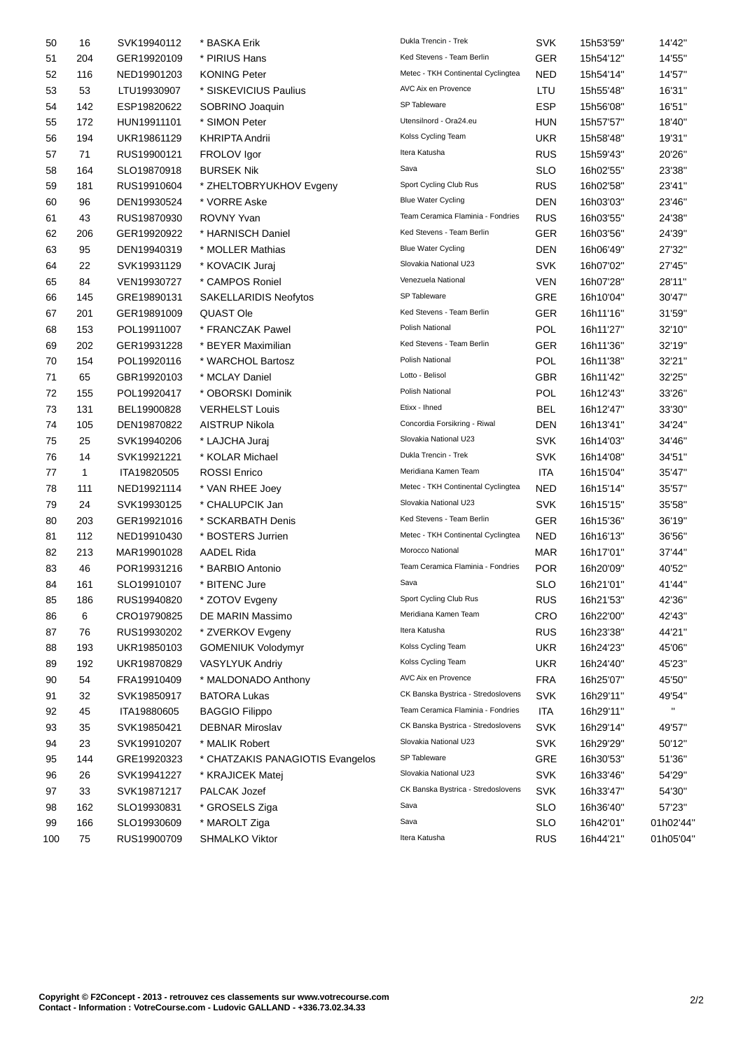| | | | | | | | |
|---|---|---|---|---|---|---|---|
| 50 | 16 | SVK19940112 | * BASKA Erik | Dukla Trencin - Trek | SVK | 15h53'59'' | 14'42'' |
| 51 | 204 | GER19920109 | * PIRIUS Hans | Ked Stevens - Team Berlin | GER | 15h54'12'' | 14'55'' |
| 52 | 116 | NED19901203 | KONING Peter | Metec - TKH Continental Cyclingtea | NED | 15h54'14'' | 14'57'' |
| 53 | 53 | LTU19930907 | * SISKEVICIUS Paulius | AVC Aix en Provence | LTU | 15h55'48'' | 16'31'' |
| 54 | 142 | ESP19820622 | SOBRINO Joaquin | SP Tableware | ESP | 15h56'08'' | 16'51'' |
| 55 | 172 | HUN19911101 | * SIMON Peter | Utensilnord - Ora24.eu | HUN | 15h57'57'' | 18'40'' |
| 56 | 194 | UKR19861129 | KHRIPTA Andrii | Kolss Cycling Team | UKR | 15h58'48'' | 19'31'' |
| 57 | 71 | RUS19900121 | FROLOV Igor | Itera Katusha | RUS | 15h59'43'' | 20'26'' |
| 58 | 164 | SLO19870918 | BURSEK Nik | Sava | SLO | 16h02'55'' | 23'38'' |
| 59 | 181 | RUS19910604 | * ZHELTOBRYUKHOV Evgeny | Sport Cycling Club Rus | RUS | 16h02'58'' | 23'41'' |
| 60 | 96 | DEN19930524 | * VORRE Aske | Blue Water Cycling | DEN | 16h03'03'' | 23'46'' |
| 61 | 43 | RUS19870930 | ROVNY Yvan | Team Ceramica Flaminia - Fondries | RUS | 16h03'55'' | 24'38'' |
| 62 | 206 | GER19920922 | * HARNISCH Daniel | Ked Stevens - Team Berlin | GER | 16h03'56'' | 24'39'' |
| 63 | 95 | DEN19940319 | * MOLLER Mathias | Blue Water Cycling | DEN | 16h06'49'' | 27'32'' |
| 64 | 22 | SVK19931129 | * KOVACIK Juraj | Slovakia National U23 | SVK | 16h07'02'' | 27'45'' |
| 65 | 84 | VEN19930727 | * CAMPOS Roniel | Venezuela National | VEN | 16h07'28'' | 28'11'' |
| 66 | 145 | GRE19890131 | SAKELLARIDIS Neofytos | SP Tableware | GRE | 16h10'04'' | 30'47'' |
| 67 | 201 | GER19891009 | QUAST Ole | Ked Stevens - Team Berlin | GER | 16h11'16'' | 31'59'' |
| 68 | 153 | POL19911007 | * FRANCZAK Pawel | Polish National | POL | 16h11'27'' | 32'10'' |
| 69 | 202 | GER19931228 | * BEYER Maximilian | Ked Stevens - Team Berlin | GER | 16h11'36'' | 32'19'' |
| 70 | 154 | POL19920116 | * WARCHOL Bartosz | Polish National | POL | 16h11'38'' | 32'21'' |
| 71 | 65 | GBR19920103 | * MCLAY Daniel | Lotto - Belisol | GBR | 16h11'42'' | 32'25'' |
| 72 | 155 | POL19920417 | * OBORSKI Dominik | Polish National | POL | 16h12'43'' | 33'26'' |
| 73 | 131 | BEL19900828 | VERHELST Louis | Etixx - Ihned | BEL | 16h12'47'' | 33'30'' |
| 74 | 105 | DEN19870822 | AISTRUP Nikola | Concordia Forsikring - Riwal | DEN | 16h13'41'' | 34'24'' |
| 75 | 25 | SVK19940206 | * LAJCHA Juraj | Slovakia National U23 | SVK | 16h14'03'' | 34'46'' |
| 76 | 14 | SVK19921221 | * KOLAR Michael | Dukla Trencin - Trek | SVK | 16h14'08'' | 34'51'' |
| 77 | 1 | ITA19820505 | ROSSI Enrico | Meridiana Kamen Team | ITA | 16h15'04'' | 35'47'' |
| 78 | 111 | NED19921114 | * VAN RHEE Joey | Metec - TKH Continental Cyclingtea | NED | 16h15'14'' | 35'57'' |
| 79 | 24 | SVK19930125 | * CHALUPCIK Jan | Slovakia National U23 | SVK | 16h15'15'' | 35'58'' |
| 80 | 203 | GER19921016 | * SCKARBATH Denis | Ked Stevens - Team Berlin | GER | 16h15'36'' | 36'19'' |
| 81 | 112 | NED19910430 | * BOSTERS Jurrien | Metec - TKH Continental Cyclingtea | NED | 16h16'13'' | 36'56'' |
| 82 | 213 | MAR19901028 | AADEL Rida | Morocco National | MAR | 16h17'01'' | 37'44'' |
| 83 | 46 | POR19931216 | * BARBIO Antonio | Team Ceramica Flaminia - Fondries | POR | 16h20'09'' | 40'52'' |
| 84 | 161 | SLO19910107 | * BITENC Jure | Sava | SLO | 16h21'01'' | 41'44'' |
| 85 | 186 | RUS19940820 | * ZOTOV Evgeny | Sport Cycling Club Rus | RUS | 16h21'53'' | 42'36'' |
| 86 | 6 | CRO19790825 | DE MARIN Massimo | Meridiana Kamen Team | CRO | 16h22'00'' | 42'43'' |
| 87 | 76 | RUS19930202 | * ZVERKOV Evgeny | Itera Katusha | RUS | 16h23'38'' | 44'21'' |
| 88 | 193 | UKR19850103 | GOMENIUK Volodymyr | Kolss Cycling Team | UKR | 16h24'23'' | 45'06'' |
| 89 | 192 | UKR19870829 | VASYLYUK Andriy | Kolss Cycling Team | UKR | 16h24'40'' | 45'23'' |
| 90 | 54 | FRA19910409 | * MALDONADO Anthony | AVC Aix en Provence | FRA | 16h25'07'' | 45'50'' |
| 91 | 32 | SVK19850917 | BATORA Lukas | CK Banska Bystrica - Stredoslovens | SVK | 16h29'11'' | 49'54'' |
| 92 | 45 | ITA19880605 | BAGGIO Filippo | Team Ceramica Flaminia - Fondries | ITA | 16h29'11'' | '' |
| 93 | 35 | SVK19850421 | DEBNAR Miroslav | CK Banska Bystrica - Stredoslovens | SVK | 16h29'14'' | 49'57'' |
| 94 | 23 | SVK19910207 | * MALIK Robert | Slovakia National U23 | SVK | 16h29'29'' | 50'12'' |
| 95 | 144 | GRE19920323 | * CHATZAKIS PANAGIOTIS Evangelos | SP Tableware | GRE | 16h30'53'' | 51'36'' |
| 96 | 26 | SVK19941227 | * KRAJICEK Matej | Slovakia National U23 | SVK | 16h33'46'' | 54'29'' |
| 97 | 33 | SVK19871217 | PALCAK Jozef | CK Banska Bystrica - Stredoslovens | SVK | 16h33'47'' | 54'30'' |
| 98 | 162 | SLO19930831 | * GROSELS Ziga | Sava | SLO | 16h36'40'' | 57'23'' |
| 99 | 166 | SLO19930609 | * MAROLT Ziga | Sava | SLO | 16h42'01'' | 01h02'44'' |
| 100 | 75 | RUS19900709 | SHMALKO Viktor | Itera Katusha | RUS | 16h44'21'' | 01h05'04'' |

**Copyright © F2Concept - 2013 - retrouvez ces classements sur www.votrecourse.com**
**Contact - Information : VotreCourse.com - Ludovic GALLAND - +336.73.02.34.33**